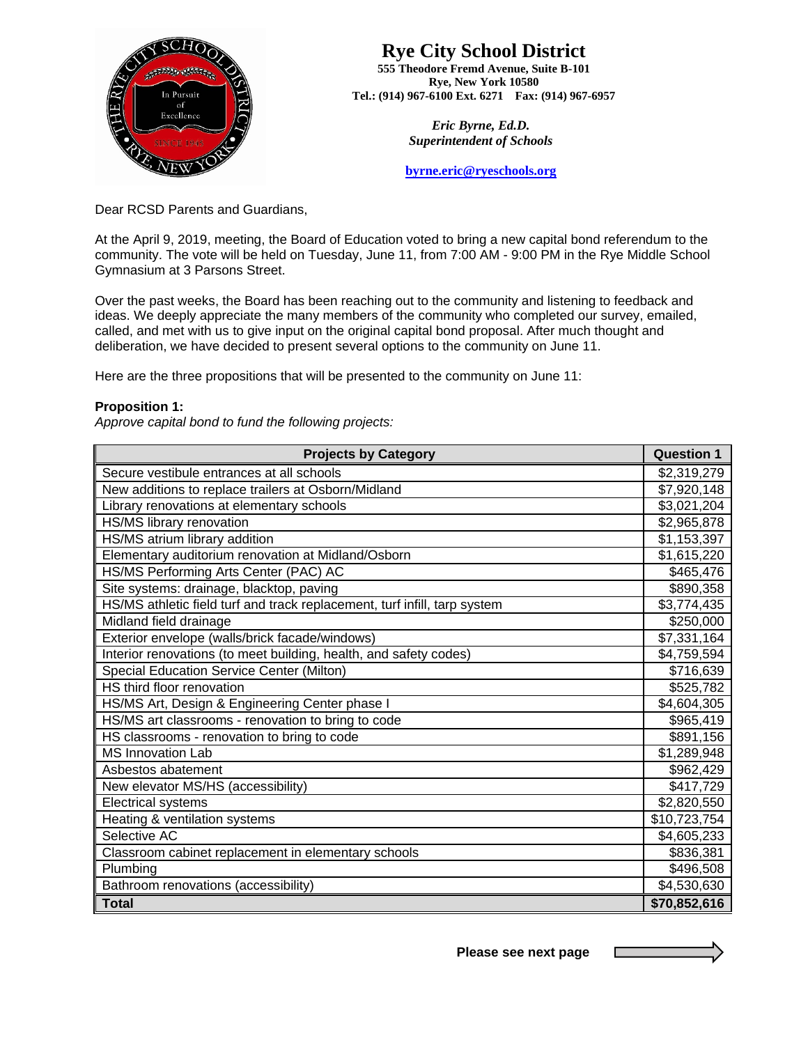# Rye City School District

**555 Theodore Fremd Avenue, Suite B-101**
**Rye, New York 10580**
**Tel.: (914) 967-6100 Ext. 6271 Fax: (914) 967-6957**

***Eric Byrne, Ed.D.***
***Superintendent of Schools***

**byrne.eric@ryeschools.org**

Dear RCSD Parents and Guardians,

At the April 9, 2019, meeting, the Board of Education voted to bring a new capital bond referendum to the community. The vote will be held on Tuesday, June 11, from 7:00 AM - 9:00 PM in the Rye Middle School Gymnasium at 3 Parsons Street.

Over the past weeks, the Board has been reaching out to the community and listening to feedback and ideas. We deeply appreciate the many members of the community who completed our survey, emailed, called, and met with us to give input on the original capital bond proposal. After much thought and deliberation, we have decided to present several options to the community on June 11.

Here are the three propositions that will be presented to the community on June 11:

**Proposition 1:**
*Approve capital bond to fund the following projects:*

| Projects by Category | Question 1 |
|---|---|
| Secure vestibule entrances at all schools | $2,319,279 |
| New additions to replace trailers at Osborn/Midland | $7,920,148 |
| Library renovations at elementary schools | $3,021,204 |
| HS/MS library renovation | $2,965,878 |
| HS/MS atrium library addition | $1,153,397 |
| Elementary auditorium renovation at Midland/Osborn | $1,615,220 |
| HS/MS Performing Arts Center (PAC) AC | $465,476 |
| Site systems: drainage, blacktop, paving | $890,358 |
| HS/MS athletic field turf and track replacement, turf infill, tarp system | $3,774,435 |
| Midland field drainage | $250,000 |
| Exterior envelope (walls/brick facade/windows) | $7,331,164 |
| Interior renovations (to meet building, health, and safety codes) | $4,759,594 |
| Special Education Service Center (Milton) | $716,639 |
| HS third floor renovation | $525,782 |
| HS/MS Art, Design & Engineering Center phase I | $4,604,305 |
| HS/MS art classrooms - renovation to bring to code | $965,419 |
| HS classrooms - renovation to bring to code | $891,156 |
| MS Innovation Lab | $1,289,948 |
| Asbestos abatement | $962,429 |
| New elevator MS/HS (accessibility) | $417,729 |
| Electrical systems | $2,820,550 |
| Heating & ventilation systems | $10,723,754 |
| Selective AC | $4,605,233 |
| Classroom cabinet replacement in elementary schools | $836,381 |
| Plumbing | $496,508 |
| Bathroom renovations (accessibility) | $4,530,630 |
| **Total** | **$70,852,616** |

**Please see next page**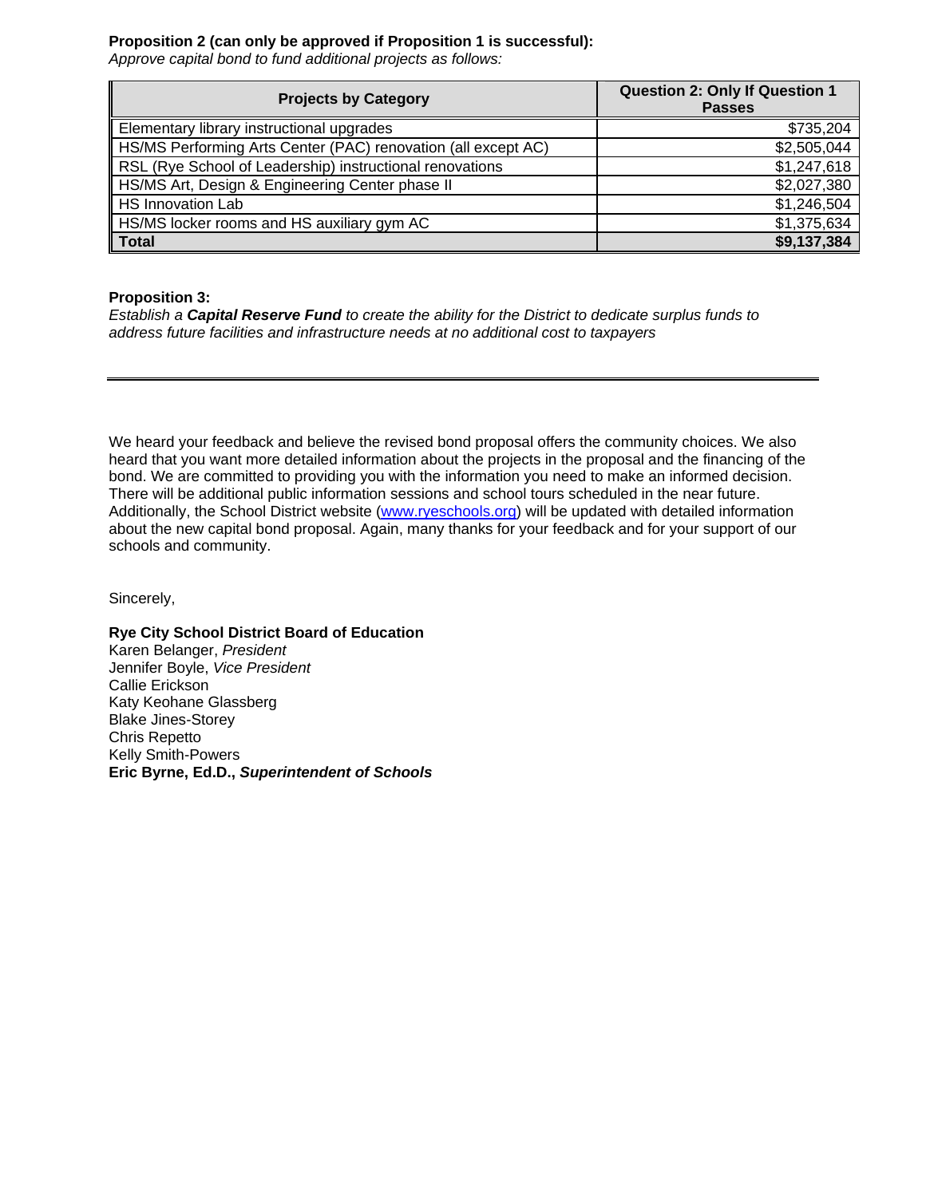**Proposition 2 (can only be approved if Proposition 1 is successful):**
*Approve capital bond to fund additional projects as follows:*

| Projects by Category | Question 2: Only If Question 1 Passes |
|---|---|
| Elementary library instructional upgrades | $735,204 |
| HS/MS Performing Arts Center (PAC) renovation (all except AC) | $2,505,044 |
| RSL (Rye School of Leadership) instructional renovations | $1,247,618 |
| HS/MS Art, Design & Engineering Center phase II | $2,027,380 |
| HS Innovation Lab | $1,246,504 |
| HS/MS locker rooms and HS auxiliary gym AC | $1,375,634 |
| **Total** | **$9,137,384** |

**Proposition 3:**
*Establish a **Capital Reserve Fund** to create the ability for the District to dedicate surplus funds to address future facilities and infrastructure needs at no additional cost to taxpayers*

---

We heard your feedback and believe the revised bond proposal offers the community choices. We also heard that you want more detailed information about the projects in the proposal and the financing of the bond. We are committed to providing you with the information you need to make an informed decision. There will be additional public information sessions and school tours scheduled in the near future. Additionally, the School District website (www.ryeschools.org) will be updated with detailed information about the new capital bond proposal. Again, many thanks for your feedback and for your support of our schools and community.

Sincerely,

**Rye City School District Board of Education**
Karen Belanger, *President*
Jennifer Boyle, *Vice President*
Callie Erickson
Katy Keohane Glassberg
Blake Jines-Storey
Chris Repetto
Kelly Smith-Powers
**Eric Byrne, Ed.D., *Superintendent of Schools***